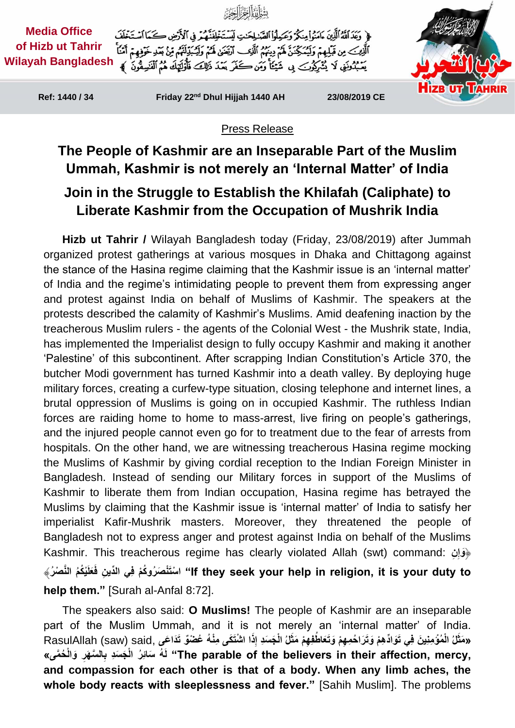بِسْمِ اللَّهِ الرَّحْمَٰنِ الرَّحِيمِ

**Media Office of Hizb ut Tahrir Wilayah Bangladesh**

﴿وَعَدَ اللَّهُ الَّذِينَ آمَنُوا مِنكُمْ وَعَمِلُوا الصَّالِحَاتِ لَيَسْتَخْلِفَنَّهُمْ فِي الْأَرْضِ كَمَا اسْتَخْلَفَ الَّذِينَ مِن قَبْلِهِمْ وَلَيُمَكِّنَنَّ لَهُمْ دِينَهُمُ الَّذِي ارْتَضَىٰ لَهُمْ وَلَيُبَدِّلَنَّهُم مِّن بَعْدِ خَوْفِهِمْ أَمْنًا يَعْبُدُونَنِي لَا يُشْرِكُونَ بِي شَيْئًا وَمَن كَفَرَ بَعْدَ ذَٰلِكَ فَأُولَٰئِكَ هُمُ الْفَاسِقُونَ﴾

Hizb ut Tahrir

| Ref: 1440 / 34 | Friday 22nd Dhul Hijjah 1440 AH | 23/08/2019 CE |
|---|---|---|

Press Release

# The People of Kashmir are an Inseparable Part of the Muslim Ummah, Kashmir is not merely an ‘Internal Matter’ of India

## Join in the Struggle to Establish the Khilafah (Caliphate) to Liberate Kashmir from the Occupation of Mushrik India

**Hizb ut Tahrir /** Wilayah Bangladesh today (Friday, 23/08/2019) after Jummah organized protest gatherings at various mosques in Dhaka and Chittagong against the stance of the Hasina regime claiming that the Kashmir issue is an ‘internal matter’ of India and the regime’s intimidating people to prevent them from expressing anger and protest against India on behalf of Muslims of Kashmir. The speakers at the protests described the calamity of Kashmir’s Muslims. Amid deafening inaction by the treacherous Muslim rulers - the agents of the Colonial West - the Mushrik state, India, has implemented the Imperialist design to fully occupy Kashmir and making it another ‘Palestine’ of this subcontinent. After scrapping Indian Constitution’s Article 370, the butcher Modi government has turned Kashmir into a death valley. By deploying huge military forces, creating a curfew-type situation, closing telephone and internet lines, a brutal oppression of Muslims is going on in occupied Kashmir. The ruthless Indian forces are raiding home to home to mass-arrest, live firing on people’s gatherings, and the injured people cannot even go for to treatment due to the fear of arrests from hospitals. On the other hand, we are witnessing treacherous Hasina regime mocking the Muslims of Kashmir by giving cordial reception to the Indian Foreign Minister in Bangladesh. Instead of sending our Military forces in support of the Muslims of Kashmir to liberate them from Indian occupation, Hasina regime has betrayed the Muslims by claiming that the Kashmir issue is ‘internal matter’ of India to satisfy her imperialist Kafir-Mushrik masters. Moreover, they threatened the people of Bangladesh not to express anger and protest against India on behalf of the Muslims Kashmir. This treacherous regime has clearly violated Allah (swt) command: ﴿وَإِنِ اسْتَنصَرُوكُمْ فِي الدِّينِ فَعَلَيْكُمُ النَّصْرُ﴾ **“If they seek your help in religion, it is your duty to help them.”** [Surah al-Anfal 8:72].

The speakers also said: **O Muslims!** The people of Kashmir are an inseparable part of the Muslim Ummah, and it is not merely an ‘internal matter’ of India. RasulAllah (saw) said, «مَثَلُ الْمُؤْمِنِينَ فِي تَوَادِّهِمْ وَتَرَاحُمِهِمْ وَتَعَاطُفِهِمْ مَثَلُ الْجَسَدِ إِذَا اشْتَكَى مِنْهُ عُضْوٌ تَدَاعَى لَهُ سَائِرُ الْجَسَدِ بِالسَّهَرِ وَالْحُمَّى» **“The parable of the believers in their affection, mercy, and compassion for each other is that of a body. When any limb aches, the whole body reacts with sleeplessness and fever.”** [Sahih Muslim]. The problems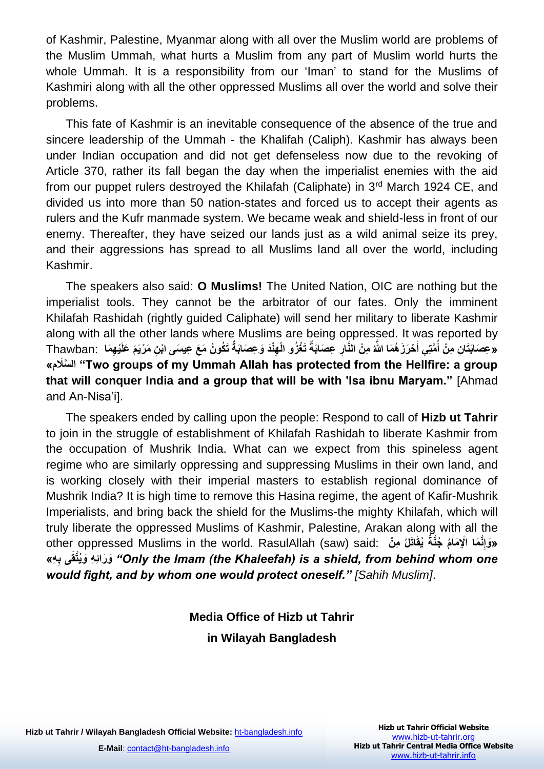of Kashmir, Palestine, Myanmar along with all over the Muslim world are problems of the Muslim Ummah, what hurts a Muslim from any part of Muslim world hurts the whole Ummah. It is a responsibility from our 'Iman' to stand for the Muslims of Kashmiri along with all the other oppressed Muslims all over the world and solve their problems.

This fate of Kashmir is an inevitable consequence of the absence of the true and sincere leadership of the Ummah - the Khalifah (Caliph). Kashmir has always been under Indian occupation and did not get defenseless now due to the revoking of Article 370, rather its fall began the day when the imperialist enemies with the aid from our puppet rulers destroyed the Khilafah (Caliphate) in 3rd March 1924 CE, and divided us into more than 50 nation-states and forced us to accept their agents as rulers and the Kufr manmade system. We became weak and shield-less in front of our enemy. Thereafter, they have seized our lands just as a wild animal seize its prey, and their aggressions has spread to all Muslims land all over the world, including Kashmir.

The speakers also said: **O Muslims!** The United Nation, OIC are nothing but the imperialist tools. They cannot be the arbitrator of our fates. Only the imminent Khilafah Rashidah (rightly guided Caliphate) will send her military to liberate Kashmir along with all the other lands where Muslims are being oppressed. It was reported by Thawban: **«عِصَابَتَانِ مِنْ أُمَّتِي أَحْرَزَهُمَا اللَّهُ مِنْ النَّارِ عِصَابَةٌ تَغْزُو الْهِنْدَ وَعِصَابَةٌ تَكُونُ مَعَ عِيسَى ابْنِ مَرْيَمَ عَلَيْهِمَا السَّلَام» "Two groups of my Ummah Allah has protected from the Hellfire: a group that will conquer India and a group that will be with 'Isa ibnu Maryam."** [Ahmad and An-Nisa'i].

The speakers ended by calling upon the people: Respond to call of **Hizb ut Tahrir** to join in the struggle of establishment of Khilafah Rashidah to liberate Kashmir from the occupation of Mushrik India. What can we expect from this spineless agent regime who are similarly oppressing and suppressing Muslims in their own land, and is working closely with their imperial masters to establish regional dominance of Mushrik India? It is high time to remove this Hasina regime, the agent of Kafir-Mushrik Imperialists, and bring back the shield for the Muslims-the mighty Khilafah, which will truly liberate the oppressed Muslims of Kashmir, Palestine, Arakan along with all the other oppressed Muslims in the world. RasulAllah (saw) said: ***«وَإِنَّمَا الْإِمَامُ جُنَّةٌ يُقَاتَلُ مِنْ وَرَائِهِ وَيُتَّقَى بِهِ» "Only the Imam (the Khaleefah) is a shield, from behind whom one would fight, and by whom one would protect oneself." [Sahih Muslim]***.

**Media Office of Hizb ut Tahrir**
**in Wilayah Bangladesh**

**Hizb ut Tahrir / Wilayah Bangladesh Official Website:** ht-bangladesh.info
**E-Mail**: contact@ht-bangladesh.info

**Hizb ut Tahrir Official Website**
www.hizb-ut-tahrir.org
**Hizb ut Tahrir Central Media Office Website**
www.hizb-ut-tahrir.info